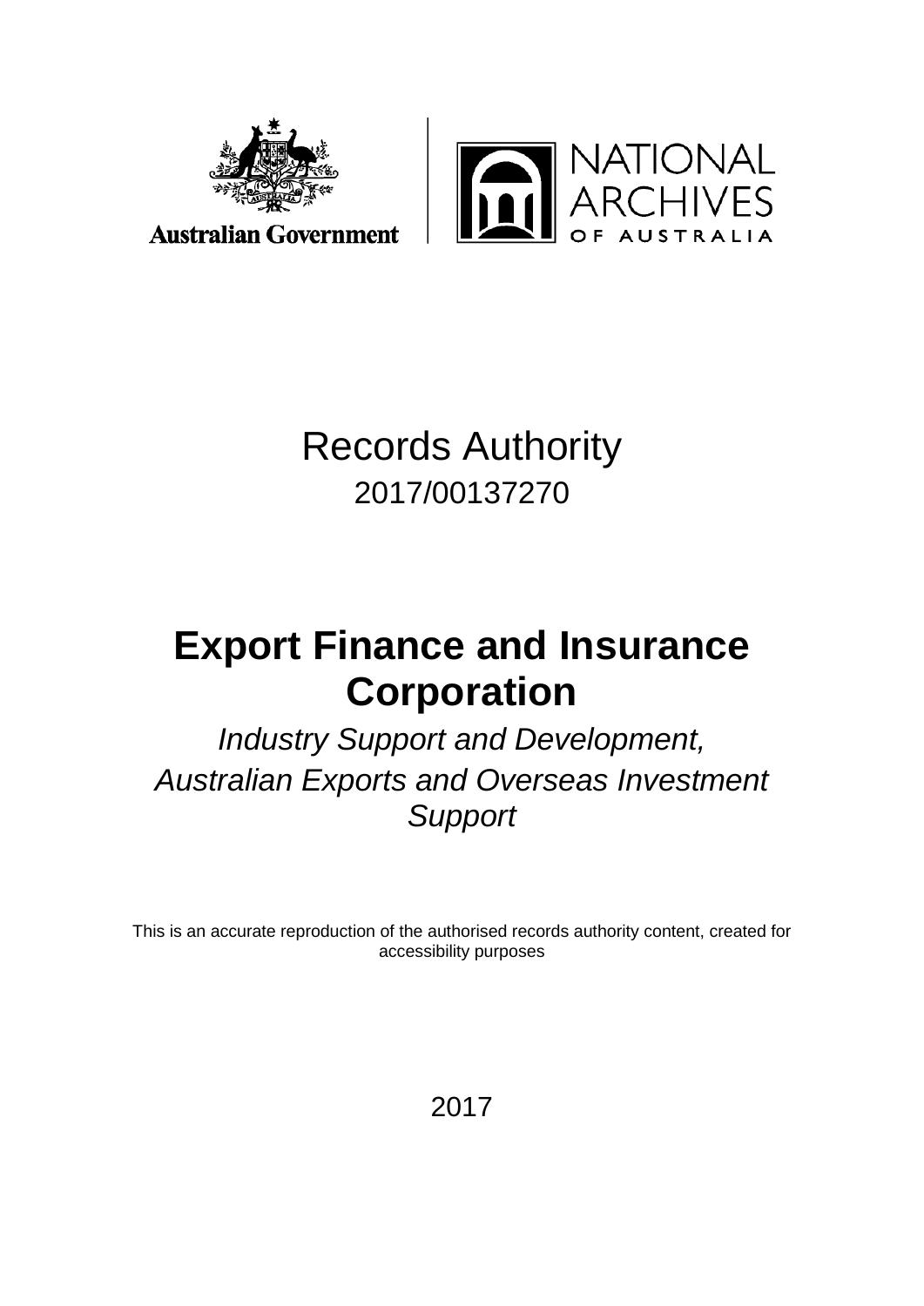Australian Government

NATIONAL ARCHIVES OF AUSTRALIA

# Records Authority

2017/00137270

# Export Finance and Insurance Corporation

*Industry Support and Development,*
*Australian Exports and Overseas Investment Support*

This is an accurate reproduction of the authorised records authority content, created for accessibility purposes

2017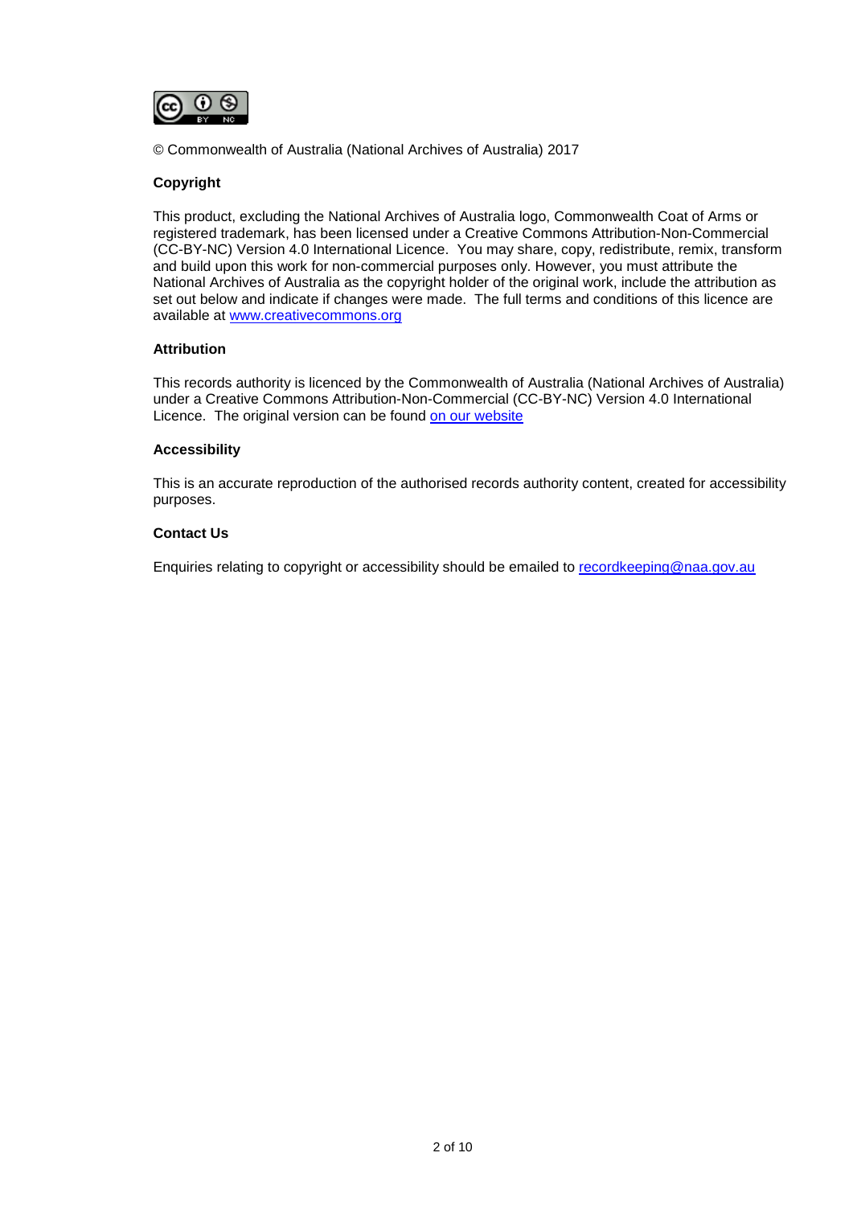© Commonwealth of Australia (National Archives of Australia) 2017

**Copyright**

This product, excluding the National Archives of Australia logo, Commonwealth Coat of Arms or registered trademark, has been licensed under a Creative Commons Attribution-Non-Commercial (CC-BY-NC) Version 4.0 International Licence. You may share, copy, redistribute, remix, transform and build upon this work for non-commercial purposes only. However, you must attribute the National Archives of Australia as the copyright holder of the original work, include the attribution as set out below and indicate if changes were made. The full terms and conditions of this licence are available at [www.creativecommons.org](http://www.creativecommons.org)

**Attribution**

This records authority is licenced by the Commonwealth of Australia (National Archives of Australia) under a Creative Commons Attribution-Non-Commercial (CC-BY-NC) Version 4.0 International Licence. The original version can be found on our website

**Accessibility**

This is an accurate reproduction of the authorised records authority content, created for accessibility purposes.

**Contact Us**

Enquiries relating to copyright or accessibility should be emailed to [recordkeeping@naa.gov.au](mailto:recordkeeping@naa.gov.au)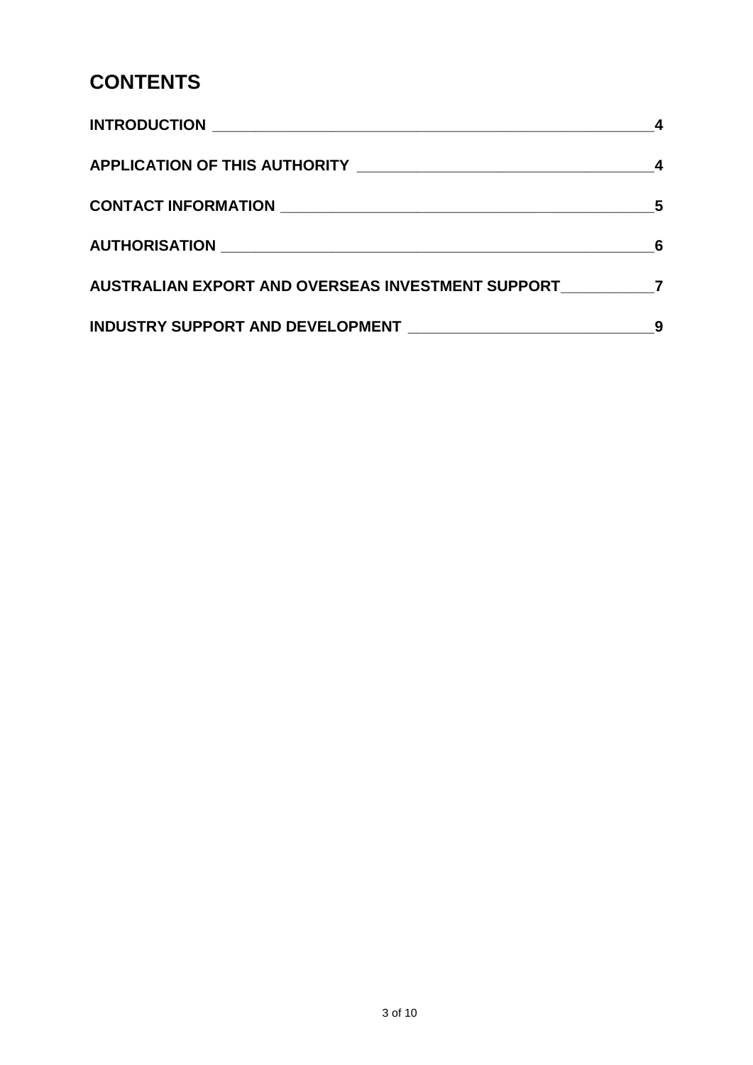# CONTENTS

**INTRODUCTION** **4**

**APPLICATION OF THIS AUTHORITY** **4**

**CONTACT INFORMATION** **5**

**AUTHORISATION** **6**

**AUSTRALIAN EXPORT AND OVERSEAS INVESTMENT SUPPORT** **7**

**INDUSTRY SUPPORT AND DEVELOPMENT** **9**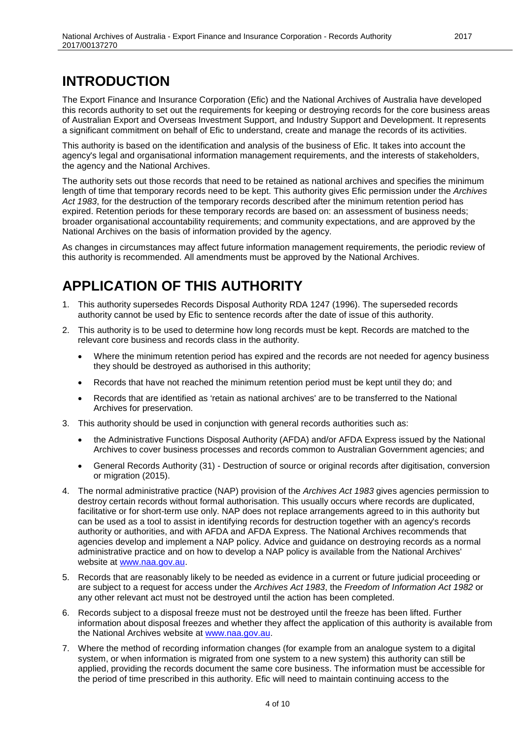# INTRODUCTION

The Export Finance and Insurance Corporation (Efic) and the National Archives of Australia have developed this records authority to set out the requirements for keeping or destroying records for the core business areas of Australian Export and Overseas Investment Support, and Industry Support and Development. It represents a significant commitment on behalf of Efic to understand, create and manage the records of its activities.

This authority is based on the identification and analysis of the business of Efic. It takes into account the agency's legal and organisational information management requirements, and the interests of stakeholders, the agency and the National Archives.

The authority sets out those records that need to be retained as national archives and specifies the minimum length of time that temporary records need to be kept. This authority gives Efic permission under the *Archives Act 1983*, for the destruction of the temporary records described after the minimum retention period has expired. Retention periods for these temporary records are based on: an assessment of business needs; broader organisational accountability requirements; and community expectations, and are approved by the National Archives on the basis of information provided by the agency.

As changes in circumstances may affect future information management requirements, the periodic review of this authority is recommended. All amendments must be approved by the National Archives.

# APPLICATION OF THIS AUTHORITY

1. This authority supersedes Records Disposal Authority RDA 1247 (1996). The superseded records authority cannot be used by Efic to sentence records after the date of issue of this authority.
2. This authority is to be used to determine how long records must be kept. Records are matched to the relevant core business and records class in the authority.
   - Where the minimum retention period has expired and the records are not needed for agency business they should be destroyed as authorised in this authority;
   - Records that have not reached the minimum retention period must be kept until they do; and
   - Records that are identified as 'retain as national archives' are to be transferred to the National Archives for preservation.
3. This authority should be used in conjunction with general records authorities such as:
   - the Administrative Functions Disposal Authority (AFDA) and/or AFDA Express issued by the National Archives to cover business processes and records common to Australian Government agencies; and
   - General Records Authority (31) - Destruction of source or original records after digitisation, conversion or migration (2015).
4. The normal administrative practice (NAP) provision of the *Archives Act 1983* gives agencies permission to destroy certain records without formal authorisation. This usually occurs where records are duplicated, facilitative or for short-term use only. NAP does not replace arrangements agreed to in this authority but can be used as a tool to assist in identifying records for destruction together with an agency's records authority or authorities, and with AFDA and AFDA Express. The National Archives recommends that agencies develop and implement a NAP policy. Advice and guidance on destroying records as a normal administrative practice and on how to develop a NAP policy is available from the National Archives' website at www.naa.gov.au.
5. Records that are reasonably likely to be needed as evidence in a current or future judicial proceeding or are subject to a request for access under the *Archives Act 1983*, the *Freedom of Information Act 1982* or any other relevant act must not be destroyed until the action has been completed.
6. Records subject to a disposal freeze must not be destroyed until the freeze has been lifted. Further information about disposal freezes and whether they affect the application of this authority is available from the National Archives website at www.naa.gov.au.
7. Where the method of recording information changes (for example from an analogue system to a digital system, or when information is migrated from one system to a new system) this authority can still be applied, providing the records document the same core business. The information must be accessible for the period of time prescribed in this authority. Efic will need to maintain continuing access to the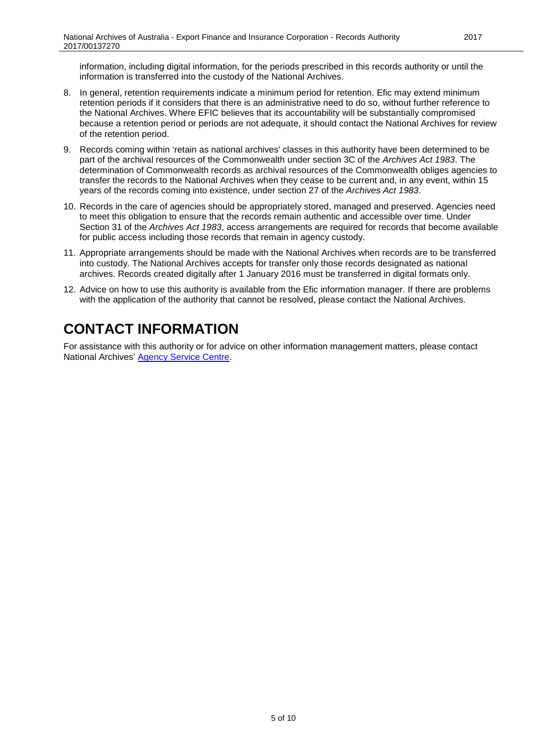information, including digital information, for the periods prescribed in this records authority or until the information is transferred into the custody of the National Archives.

8. In general, retention requirements indicate a minimum period for retention. Efic may extend minimum retention periods if it considers that there is an administrative need to do so, without further reference to the National Archives. Where EFIC believes that its accountability will be substantially compromised because a retention period or periods are not adequate, it should contact the National Archives for review of the retention period.
9. Records coming within 'retain as national archives' classes in this authority have been determined to be part of the archival resources of the Commonwealth under section 3C of the *Archives Act 1983*. The determination of Commonwealth records as archival resources of the Commonwealth obliges agencies to transfer the records to the National Archives when they cease to be current and, in any event, within 15 years of the records coming into existence, under section 27 of the *Archives Act 1983*.
10. Records in the care of agencies should be appropriately stored, managed and preserved. Agencies need to meet this obligation to ensure that the records remain authentic and accessible over time. Under Section 31 of the *Archives Act 1983*, access arrangements are required for records that become available for public access including those records that remain in agency custody.
11. Appropriate arrangements should be made with the National Archives when records are to be transferred into custody. The National Archives accepts for transfer only those records designated as national archives. Records created digitally after 1 January 2016 must be transferred in digital formats only.
12. Advice on how to use this authority is available from the Efic information manager. If there are problems with the application of the authority that cannot be resolved, please contact the National Archives.

# CONTACT INFORMATION

For assistance with this authority or for advice on other information management matters, please contact National Archives' Agency Service Centre.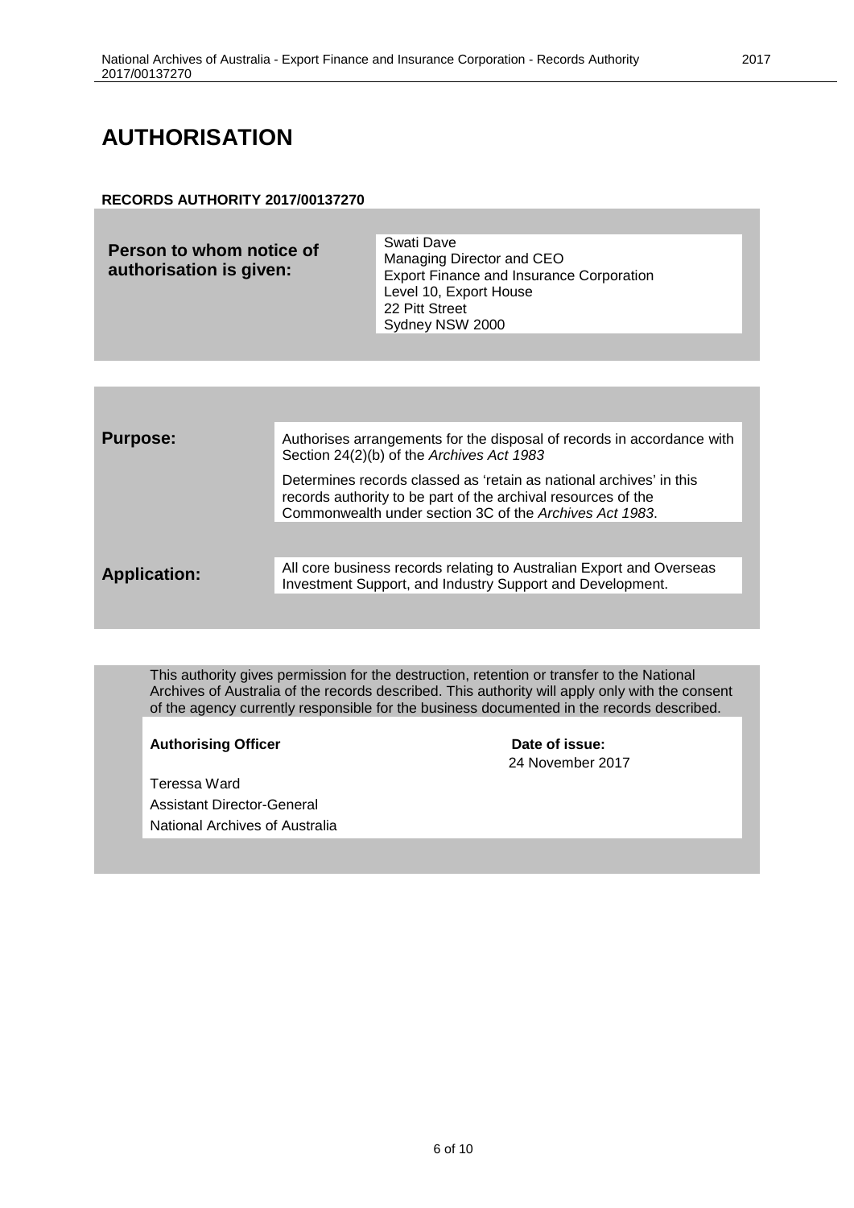# AUTHORISATION

**RECORDS AUTHORITY 2017/00137270**

| | |
|---|---|
| **Person to whom notice of authorisation is given:** | Swati Dave<br>Managing Director and CEO<br>Export Finance and Insurance Corporation<br>Level 10, Export House<br>22 Pitt Street<br>Sydney NSW 2000 |

| | |
|---|---|
| **Purpose:** | Authorises arrangements for the disposal of records in accordance with Section 24(2)(b) of the *Archives Act 1983*<br><br>Determines records classed as 'retain as national archives' in this records authority to be part of the archival resources of the Commonwealth under section 3C of the *Archives Act 1983*. |
| **Application:** | All core business records relating to Australian Export and Overseas Investment Support, and Industry Support and Development. |

This authority gives permission for the destruction, retention or transfer to the National Archives of Australia of the records described. This authority will apply only with the consent of the agency currently responsible for the business documented in the records described.

| **Authorising Officer** | **Date of issue:** |
|---|---|
| Teressa Ward<br>Assistant Director-General<br>National Archives of Australia | 24 November 2017 |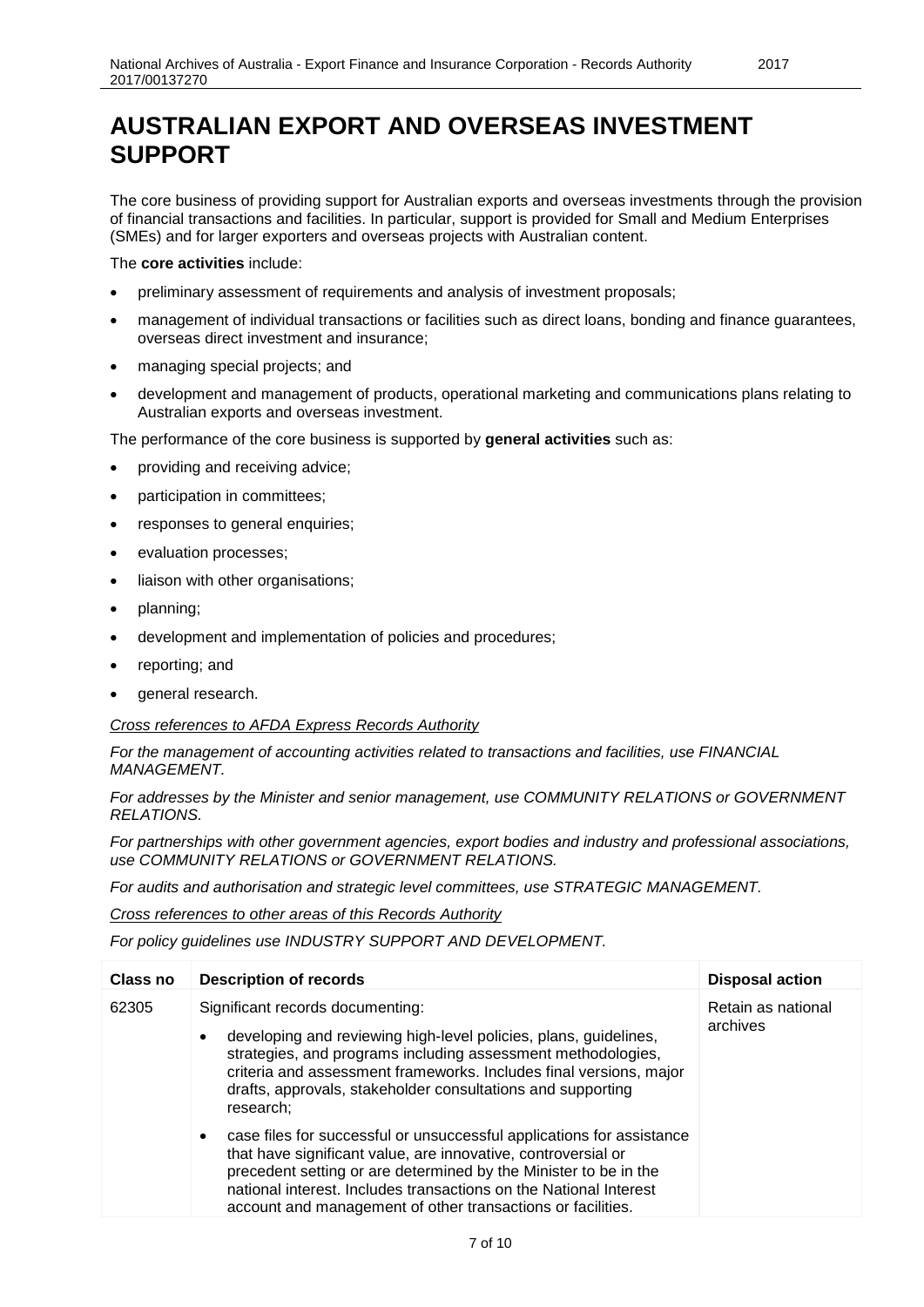# AUSTRALIAN EXPORT AND OVERSEAS INVESTMENT SUPPORT

The core business of providing support for Australian exports and overseas investments through the provision of financial transactions and facilities. In particular, support is provided for Small and Medium Enterprises (SMEs) and for larger exporters and overseas projects with Australian content.

The **core activities** include:

- preliminary assessment of requirements and analysis of investment proposals;
- management of individual transactions or facilities such as direct loans, bonding and finance guarantees, overseas direct investment and insurance;
- managing special projects; and
- development and management of products, operational marketing and communications plans relating to Australian exports and overseas investment.

The performance of the core business is supported by **general activities** such as:

- providing and receiving advice;
- participation in committees;
- responses to general enquiries;
- evaluation processes;
- liaison with other organisations;
- planning;
- development and implementation of policies and procedures;
- reporting; and
- general research.

*Cross references to AFDA Express Records Authority*

*For the management of accounting activities related to transactions and facilities, use FINANCIAL MANAGEMENT.*

*For addresses by the Minister and senior management, use COMMUNITY RELATIONS or GOVERNMENT RELATIONS.*

*For partnerships with other government agencies, export bodies and industry and professional associations, use COMMUNITY RELATIONS or GOVERNMENT RELATIONS.*

*For audits and authorisation and strategic level committees, use STRATEGIC MANAGEMENT.*

*Cross references to other areas of this Records Authority*

*For policy guidelines use INDUSTRY SUPPORT AND DEVELOPMENT.*

| Class no | Description of records | Disposal action |
|---|---|---|
| 62305 | Significant records documenting:<br>• developing and reviewing high-level policies, plans, guidelines, strategies, and programs including assessment methodologies, criteria and assessment frameworks. Includes final versions, major drafts, approvals, stakeholder consultations and supporting research;<br>• case files for successful or unsuccessful applications for assistance that have significant value, are innovative, controversial or precedent setting or are determined by the Minister to be in the national interest. Includes transactions on the National Interest account and management of other transactions or facilities. | Retain as national archives |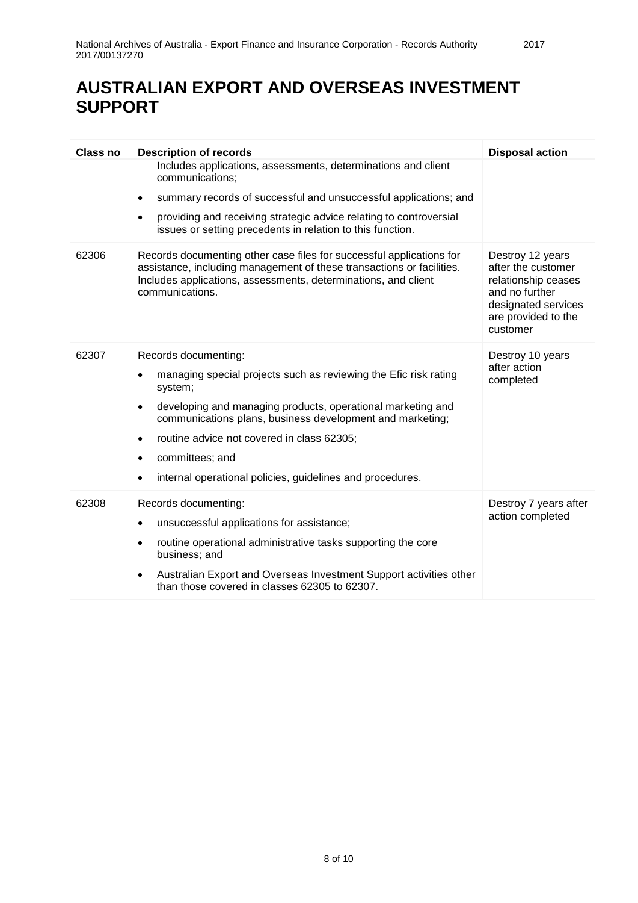# AUSTRALIAN EXPORT AND OVERSEAS INVESTMENT SUPPORT

| Class no | Description of records | Disposal action |
|---|---|---|
| | Includes applications, assessments, determinations and client communications;<br>• summary records of successful and unsuccessful applications; and<br>• providing and receiving strategic advice relating to controversial issues or setting precedents in relation to this function. | |
| 62306 | Records documenting other case files for successful applications for assistance, including management of these transactions or facilities. Includes applications, assessments, determinations, and client communications. | Destroy 12 years after the customer relationship ceases and no further designated services are provided to the customer |
| 62307 | Records documenting:<br>• managing special projects such as reviewing the Efic risk rating system;<br>• developing and managing products, operational marketing and communications plans, business development and marketing;<br>• routine advice not covered in class 62305;<br>• committees; and<br>• internal operational policies, guidelines and procedures. | Destroy 10 years after action completed |
| 62308 | Records documenting:<br>• unsuccessful applications for assistance;<br>• routine operational administrative tasks supporting the core business; and<br>• Australian Export and Overseas Investment Support activities other than those covered in classes 62305 to 62307. | Destroy 7 years after action completed |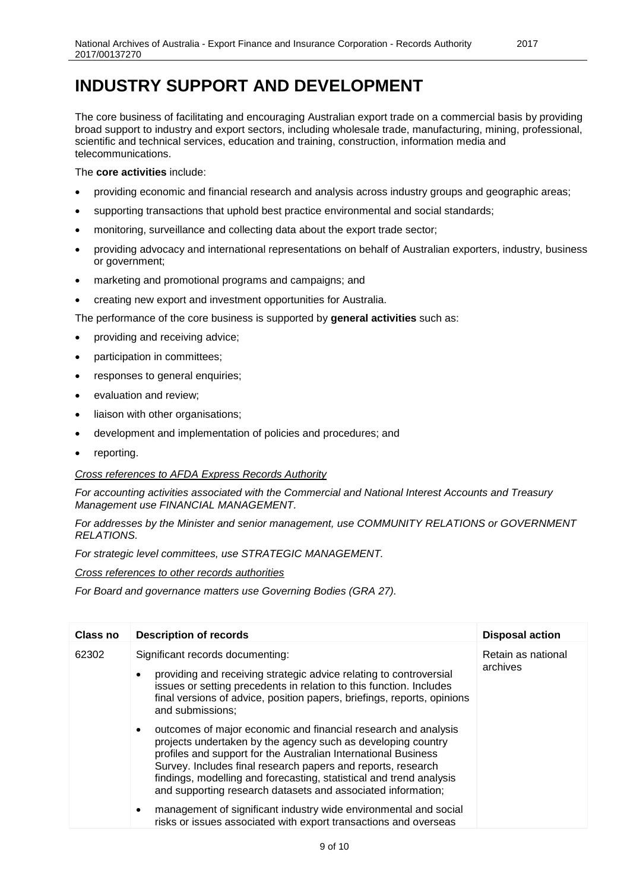# INDUSTRY SUPPORT AND DEVELOPMENT

The core business of facilitating and encouraging Australian export trade on a commercial basis by providing broad support to industry and export sectors, including wholesale trade, manufacturing, mining, professional, scientific and technical services, education and training, construction, information media and telecommunications.

The **core activities** include:

- providing economic and financial research and analysis across industry groups and geographic areas;
- supporting transactions that uphold best practice environmental and social standards;
- monitoring, surveillance and collecting data about the export trade sector;
- providing advocacy and international representations on behalf of Australian exporters, industry, business or government;
- marketing and promotional programs and campaigns; and
- creating new export and investment opportunities for Australia.

The performance of the core business is supported by **general activities** such as:

- providing and receiving advice;
- participation in committees;
- responses to general enquiries;
- evaluation and review;
- liaison with other organisations;
- development and implementation of policies and procedures; and
- reporting.

*Cross references to AFDA Express Records Authority*

*For accounting activities associated with the Commercial and National Interest Accounts and Treasury Management use FINANCIAL MANAGEMENT.*

*For addresses by the Minister and senior management, use COMMUNITY RELATIONS or GOVERNMENT RELATIONS.*

*For strategic level committees, use STRATEGIC MANAGEMENT.*

*Cross references to other records authorities*

*For Board and governance matters use Governing Bodies (GRA 27).*

| Class no | Description of records | Disposal action |
|---|---|---|
| 62302 | Significant records documenting:<br>• providing and receiving strategic advice relating to controversial issues or setting precedents in relation to this function. Includes final versions of advice, position papers, briefings, reports, opinions and submissions;<br>• outcomes of major economic and financial research and analysis projects undertaken by the agency such as developing country profiles and support for the Australian International Business Survey. Includes final research papers and reports, research findings, modelling and forecasting, statistical and trend analysis and supporting research datasets and associated information;<br>• management of significant industry wide environmental and social risks or issues associated with export transactions and overseas | Retain as national archives |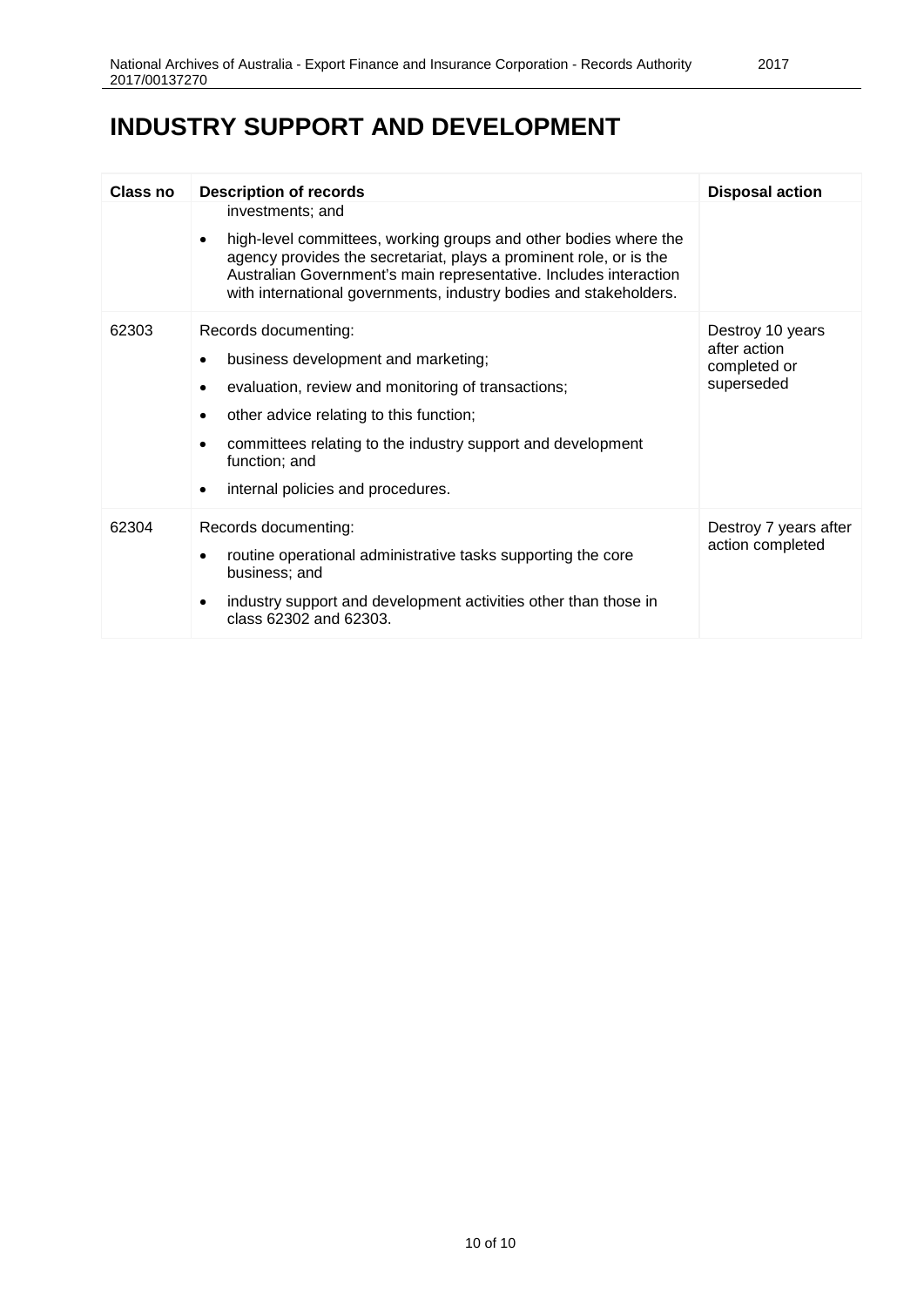# INDUSTRY SUPPORT AND DEVELOPMENT

| Class no | Description of records | Disposal action |
|---|---|---|
| | investments; and<br>• high-level committees, working groups and other bodies where the agency provides the secretariat, plays a prominent role, or is the Australian Government's main representative. Includes interaction with international governments, industry bodies and stakeholders. | |
| 62303 | Records documenting:<br>• business development and marketing;<br>• evaluation, review and monitoring of transactions;<br>• other advice relating to this function;<br>• committees relating to the industry support and development function; and<br>• internal policies and procedures. | Destroy 10 years after action completed or superseded |
| 62304 | Records documenting:<br>• routine operational administrative tasks supporting the core business; and<br>• industry support and development activities other than those in class 62302 and 62303. | Destroy 7 years after action completed |